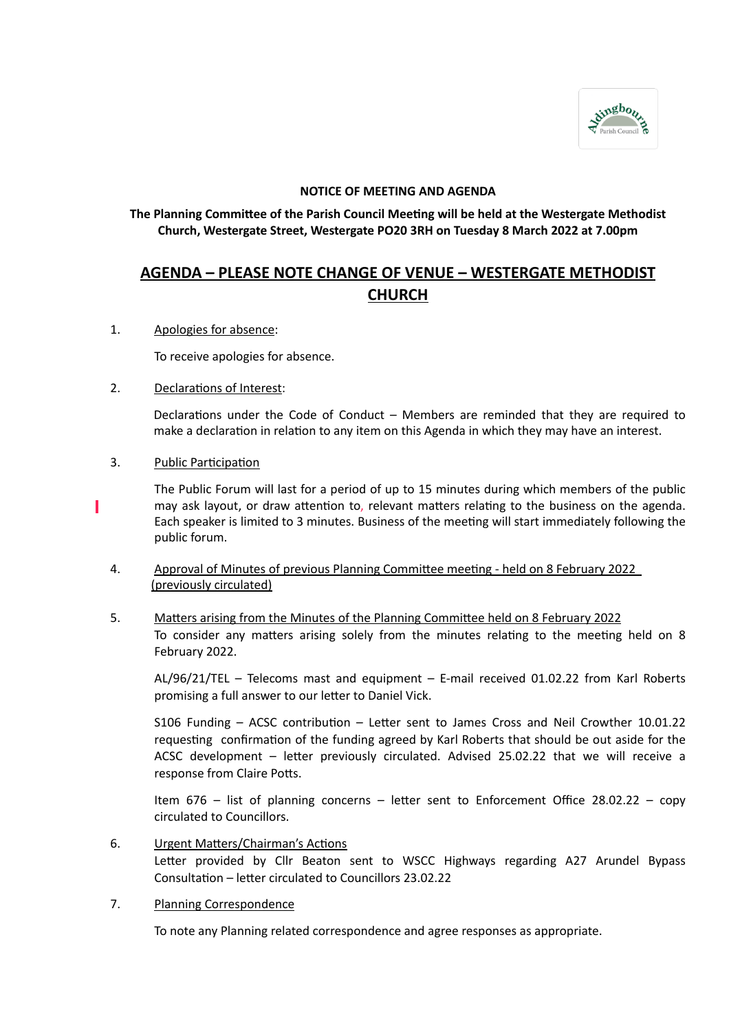**NOTICE OF MEETING AND AGENDA**

**The Planning Committee of the Parish Council Meeting will be held at the Westergate Methodist Church, Westergate Street, Westergate PO20 3RH on Tuesday 8 March 2022 at 7.00pm**

## AGENDA – PLEASE NOTE CHANGE OF VENUE – WESTERGATE METHODIST CHURCH

1. Apologies for absence:

   To receive apologies for absence.

2. Declarations of Interest:

   Declarations under the Code of Conduct – Members are reminded that they are required to make a declaration in relation to any item on this Agenda in which they may have an interest.

3. Public Participation

   The Public Forum will last for a period of up to 15 minutes during which members of the public may ask layout, or draw attention to, relevant matters relating to the business on the agenda. Each speaker is limited to 3 minutes. Business of the meeting will start immediately following the public forum.

4. Approval of Minutes of previous Planning Committee meeting - held on 8 February 2022 (previously circulated)

5. Matters arising from the Minutes of the Planning Committee held on 8 February 2022
   To consider any matters arising solely from the minutes relating to the meeting held on 8 February 2022.

   AL/96/21/TEL – Telecoms mast and equipment – E-mail received 01.02.22 from Karl Roberts promising a full answer to our letter to Daniel Vick.

   S106 Funding – ACSC contribution – Letter sent to James Cross and Neil Crowther 10.01.22 requesting confirmation of the funding agreed by Karl Roberts that should be out aside for the ACSC development – letter previously circulated. Advised 25.02.22 that we will receive a response from Claire Potts.

   Item 676 – list of planning concerns – letter sent to Enforcement Office 28.02.22 – copy circulated to Councillors.

6. Urgent Matters/Chairman's Actions
   Letter provided by Cllr Beaton sent to WSCC Highways regarding A27 Arundel Bypass Consultation – letter circulated to Councillors 23.02.22

7. Planning Correspondence

   To note any Planning related correspondence and agree responses as appropriate.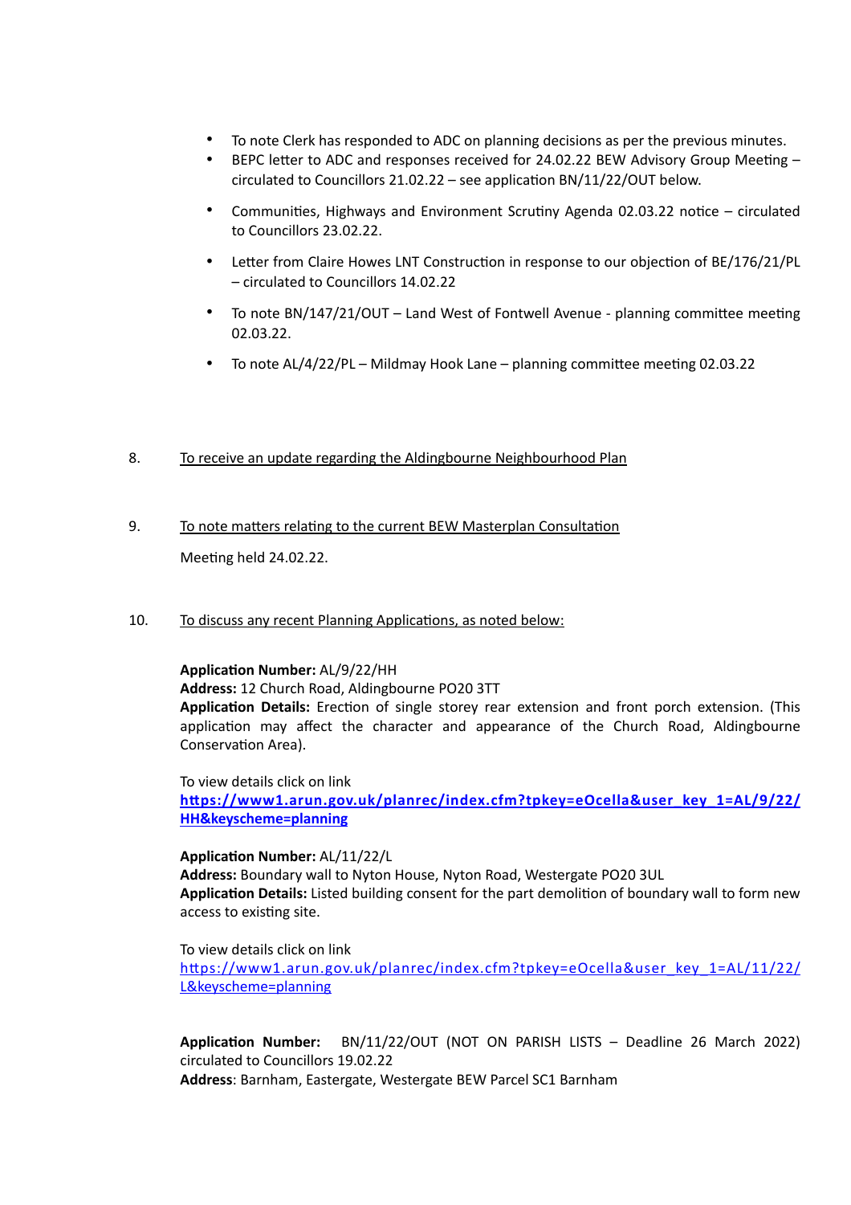- To note Clerk has responded to ADC on planning decisions as per the previous minutes.
- BEPC letter to ADC and responses received for 24.02.22 BEW Advisory Group Meeting – circulated to Councillors 21.02.22 – see application BN/11/22/OUT below.
- Communities, Highways and Environment Scrutiny Agenda 02.03.22 notice – circulated to Councillors 23.02.22.
- Letter from Claire Howes LNT Construction in response to our objection of BE/176/21/PL – circulated to Councillors 14.02.22
- To note BN/147/21/OUT – Land West of Fontwell Avenue - planning committee meeting 02.03.22.
- To note AL/4/22/PL – Mildmay Hook Lane – planning committee meeting 02.03.22

8. To receive an update regarding the Aldingbourne Neighbourhood Plan

9. To note matters relating to the current BEW Masterplan Consultation

   Meeting held 24.02.22.

10. To discuss any recent Planning Applications, as noted below:

**Application Number:** AL/9/22/HH
**Address:** 12 Church Road, Aldingbourne PO20 3TT
**Application Details:** Erection of single storey rear extension and front porch extension. (This application may affect the character and appearance of the Church Road, Aldingbourne Conservation Area).

To view details click on link
**https://www1.arun.gov.uk/planrec/index.cfm?tpkey=eOcella&user_key_1=AL/9/22/HH&keyscheme=planning**

**Application Number:** AL/11/22/L
**Address:** Boundary wall to Nyton House, Nyton Road, Westergate PO20 3UL
**Application Details:** Listed building consent for the part demolition of boundary wall to form new access to existing site.

To view details click on link
https://www1.arun.gov.uk/planrec/index.cfm?tpkey=eOcella&user_key_1=AL/11/22/L&keyscheme=planning

**Application Number:** BN/11/22/OUT (NOT ON PARISH LISTS – Deadline 26 March 2022) circulated to Councillors 19.02.22
**Address**: Barnham, Eastergate, Westergate BEW Parcel SC1 Barnham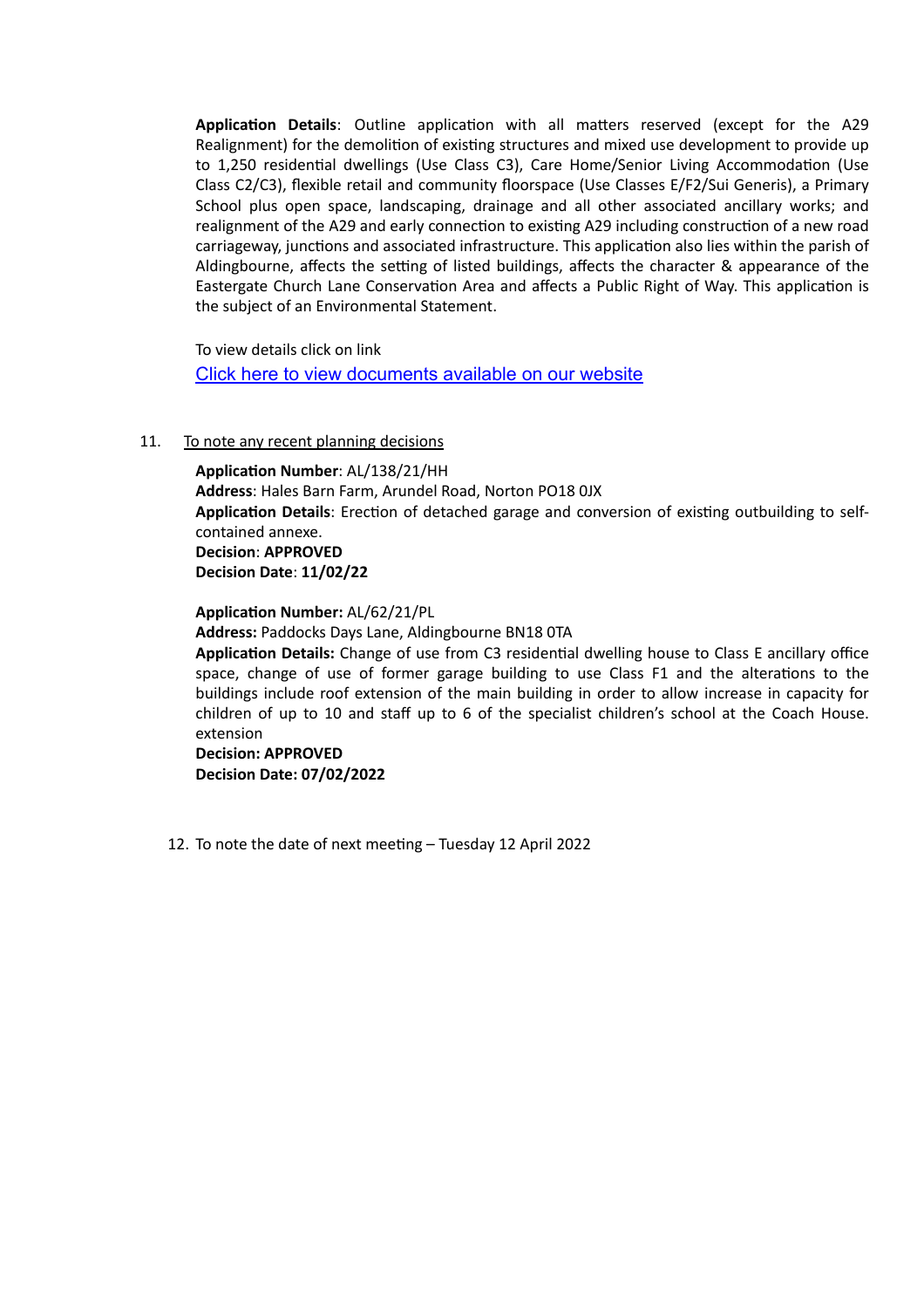**Application Details**: Outline application with all matters reserved (except for the A29 Realignment) for the demolition of existing structures and mixed use development to provide up to 1,250 residential dwellings (Use Class C3), Care Home/Senior Living Accommodation (Use Class C2/C3), flexible retail and community floorspace (Use Classes E/F2/Sui Generis), a Primary School plus open space, landscaping, drainage and all other associated ancillary works; and realignment of the A29 and early connection to existing A29 including construction of a new road carriageway, junctions and associated infrastructure. This application also lies within the parish of Aldingbourne, affects the setting of listed buildings, affects the character & appearance of the Eastergate Church Lane Conservation Area and affects a Public Right of Way. This application is the subject of an Environmental Statement.

To view details click on link

Click here to view documents available on our website

11. To note any recent planning decisions

**Application Number**: AL/138/21/HH
**Address**: Hales Barn Farm, Arundel Road, Norton PO18 0JX
**Application Details**: Erection of detached garage and conversion of existing outbuilding to self-contained annexe.
**Decision**: **APPROVED**
**Decision Date**: **11/02/22**

**Application Number:** AL/62/21/PL
**Address:** Paddocks Days Lane, Aldingbourne BN18 0TA
**Application Details:** Change of use from C3 residential dwelling house to Class E ancillary office space, change of use of former garage building to use Class F1 and the alterations to the buildings include roof extension of the main building in order to allow increase in capacity for children of up to 10 and staff up to 6 of the specialist children's school at the Coach House. extension
**Decision: APPROVED**
**Decision Date: 07/02/2022**

12. To note the date of next meeting – Tuesday 12 April 2022